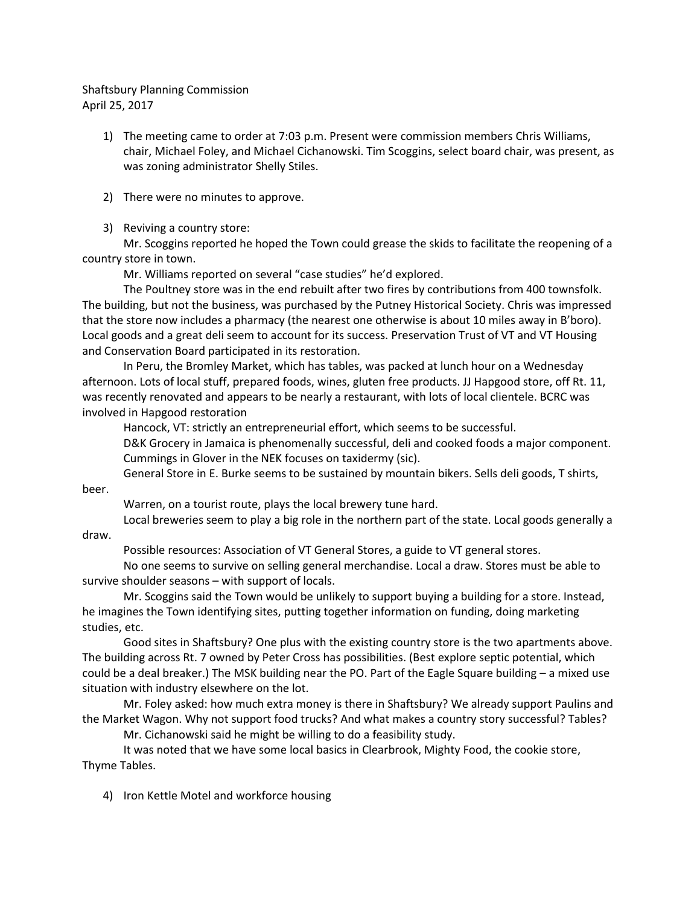Shaftsbury Planning Commission
April 25, 2017

1) The meeting came to order at 7:03 p.m. Present were commission members Chris Williams, chair, Michael Foley, and Michael Cichanowski. Tim Scoggins, select board chair, was present, as was zoning administrator Shelly Stiles.

2) There were no minutes to approve.

3) Reviving a country store:

Mr. Scoggins reported he hoped the Town could grease the skids to facilitate the reopening of a country store in town.

Mr. Williams reported on several "case studies" he'd explored.

The Poultney store was in the end rebuilt after two fires by contributions from 400 townsfolk. The building, but not the business, was purchased by the Putney Historical Society. Chris was impressed that the store now includes a pharmacy (the nearest one otherwise is about 10 miles away in B'boro). Local goods and a great deli seem to account for its success. Preservation Trust of VT and VT Housing and Conservation Board participated in its restoration.

In Peru, the Bromley Market, which has tables, was packed at lunch hour on a Wednesday afternoon. Lots of local stuff, prepared foods, wines, gluten free products. JJ Hapgood store, off Rt. 11, was recently renovated and appears to be nearly a restaurant, with lots of local clientele. BCRC was involved in Hapgood restoration

Hancock, VT: strictly an entrepreneurial effort, which seems to be successful.

D&K Grocery in Jamaica is phenomenally successful, deli and cooked foods a major component.

Cummings in Glover in the NEK focuses on taxidermy (sic).

General Store in E. Burke seems to be sustained by mountain bikers. Sells deli goods, T shirts, beer.

Warren, on a tourist route, plays the local brewery tune hard.

Local breweries seem to play a big role in the northern part of the state. Local goods generally a draw.

Possible resources: Association of VT General Stores, a guide to VT general stores.

No one seems to survive on selling general merchandise. Local a draw. Stores must be able to survive shoulder seasons – with support of locals.

Mr. Scoggins said the Town would be unlikely to support buying a building for a store. Instead, he imagines the Town identifying sites, putting together information on funding, doing marketing studies, etc.

Good sites in Shaftsbury? One plus with the existing country store is the two apartments above. The building across Rt. 7 owned by Peter Cross has possibilities. (Best explore septic potential, which could be a deal breaker.) The MSK building near the PO. Part of the Eagle Square building – a mixed use situation with industry elsewhere on the lot.

Mr. Foley asked: how much extra money is there in Shaftsbury? We already support Paulins and the Market Wagon. Why not support food trucks? And what makes a country story successful? Tables?

Mr. Cichanowski said he might be willing to do a feasibility study.

It was noted that we have some local basics in Clearbrook, Mighty Food, the cookie store, Thyme Tables.

4) Iron Kettle Motel and workforce housing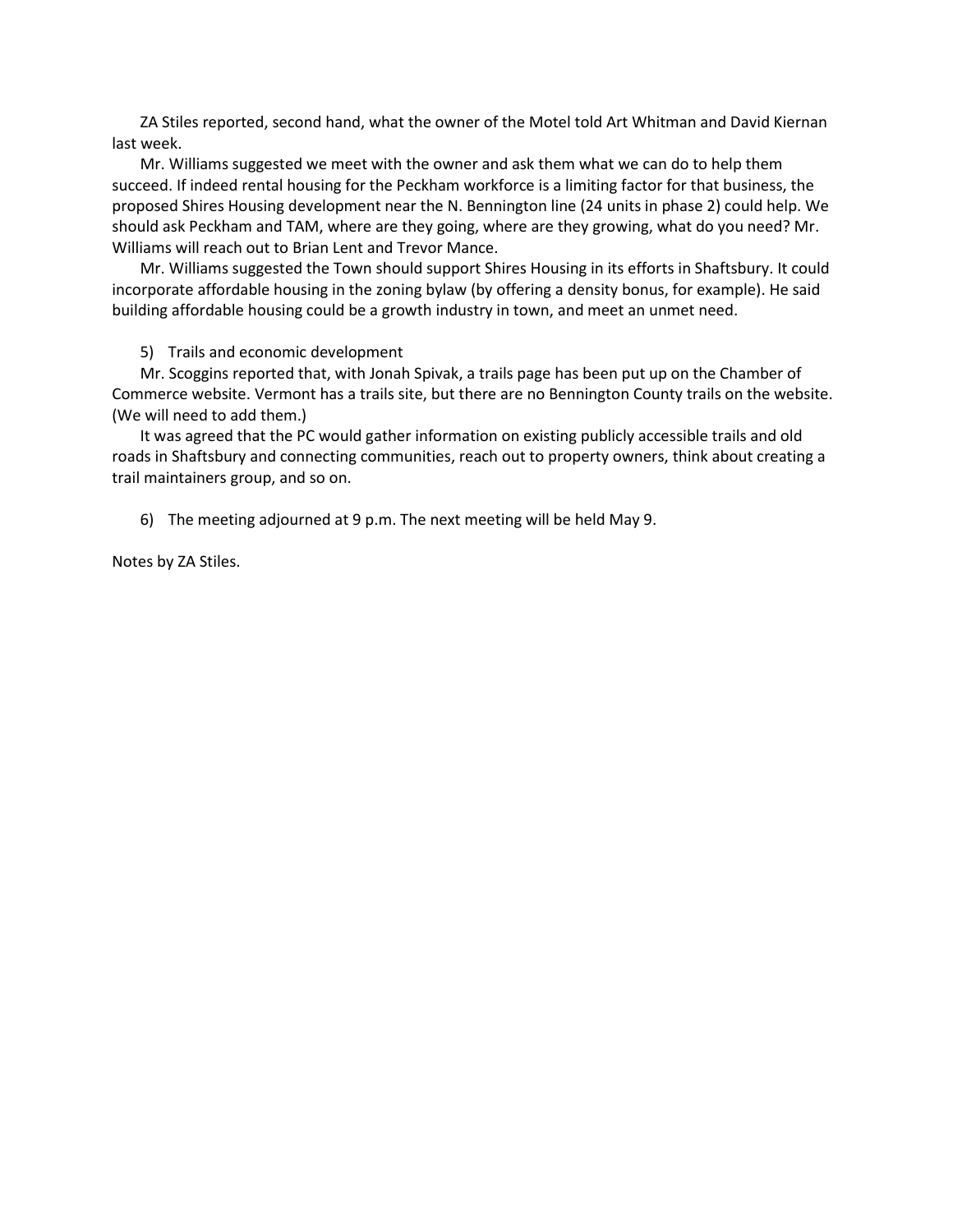ZA Stiles reported, second hand, what the owner of the Motel told Art Whitman and David Kiernan last week.

Mr. Williams suggested we meet with the owner and ask them what we can do to help them succeed. If indeed rental housing for the Peckham workforce is a limiting factor for that business, the proposed Shires Housing development near the N. Bennington line (24 units in phase 2) could help. We should ask Peckham and TAM, where are they going, where are they growing, what do you need? Mr. Williams will reach out to Brian Lent and Trevor Mance.

Mr. Williams suggested the Town should support Shires Housing in its efforts in Shaftsbury. It could incorporate affordable housing in the zoning bylaw (by offering a density bonus, for example). He said building affordable housing could be a growth industry in town, and meet an unmet need.

5) Trails and economic development

Mr. Scoggins reported that, with Jonah Spivak, a trails page has been put up on the Chamber of Commerce website. Vermont has a trails site, but there are no Bennington County trails on the website. (We will need to add them.)

It was agreed that the PC would gather information on existing publicly accessible trails and old roads in Shaftsbury and connecting communities, reach out to property owners, think about creating a trail maintainers group, and so on.

6) The meeting adjourned at 9 p.m. The next meeting will be held May 9.

Notes by ZA Stiles.